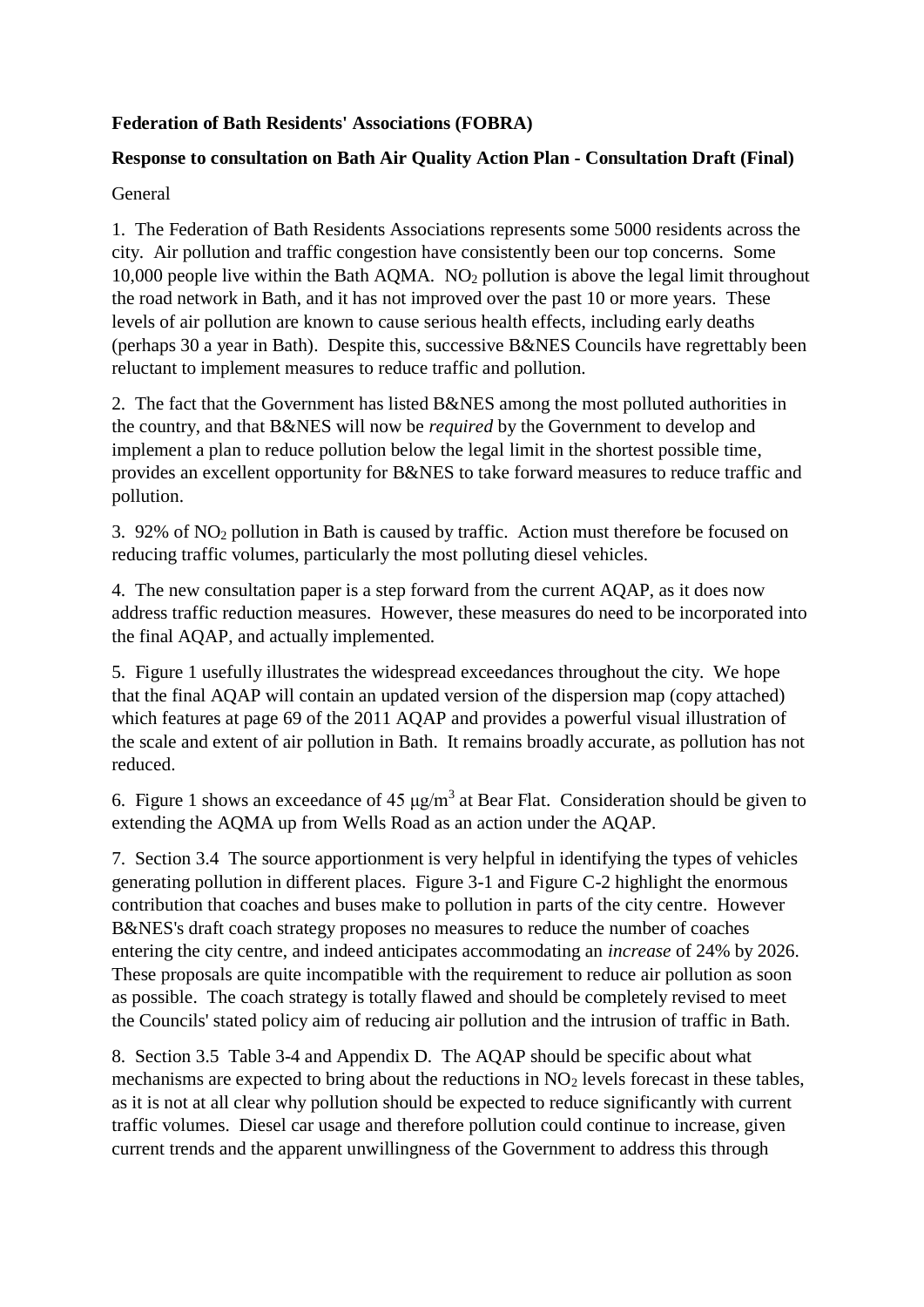**Federation of Bath Residents' Associations (FOBRA)**

**Response to consultation on Bath Air Quality Action Plan - Consultation Draft (Final)**

General

1. The Federation of Bath Residents Associations represents some 5000 residents across the city. Air pollution and traffic congestion have consistently been our top concerns. Some 10,000 people live within the Bath AQMA. $NO_2$ pollution is above the legal limit throughout the road network in Bath, and it has not improved over the past 10 or more years. These levels of air pollution are known to cause serious health effects, including early deaths (perhaps 30 a year in Bath). Despite this, successive B&NES Councils have regrettably been reluctant to implement measures to reduce traffic and pollution.

2. The fact that the Government has listed B&NES among the most polluted authorities in the country, and that B&NES will now be *required* by the Government to develop and implement a plan to reduce pollution below the legal limit in the shortest possible time, provides an excellent opportunity for B&NES to take forward measures to reduce traffic and pollution.

3. 92% of $NO_2$ pollution in Bath is caused by traffic. Action must therefore be focused on reducing traffic volumes, particularly the most polluting diesel vehicles.

4. The new consultation paper is a step forward from the current AQAP, as it does now address traffic reduction measures. However, these measures do need to be incorporated into the final AQAP, and actually implemented.

5. Figure 1 usefully illustrates the widespread exceedances throughout the city. We hope that the final AQAP will contain an updated version of the dispersion map (copy attached) which features at page 69 of the 2011 AQAP and provides a powerful visual illustration of the scale and extent of air pollution in Bath. It remains broadly accurate, as pollution has not reduced.

6. Figure 1 shows an exceedance of 45 $\mu g/m^3$ at Bear Flat. Consideration should be given to extending the AQMA up from Wells Road as an action under the AQAP.

7. Section 3.4 The source apportionment is very helpful in identifying the types of vehicles generating pollution in different places. Figure 3-1 and Figure C-2 highlight the enormous contribution that coaches and buses make to pollution in parts of the city centre. However B&NES's draft coach strategy proposes no measures to reduce the number of coaches entering the city centre, and indeed anticipates accommodating an *increase* of 24% by 2026. These proposals are quite incompatible with the requirement to reduce air pollution as soon as possible. The coach strategy is totally flawed and should be completely revised to meet the Councils' stated policy aim of reducing air pollution and the intrusion of traffic in Bath.

8. Section 3.5 Table 3-4 and Appendix D. The AQAP should be specific about what mechanisms are expected to bring about the reductions in $NO_2$ levels forecast in these tables, as it is not at all clear why pollution should be expected to reduce significantly with current traffic volumes. Diesel car usage and therefore pollution could continue to increase, given current trends and the apparent unwillingness of the Government to address this through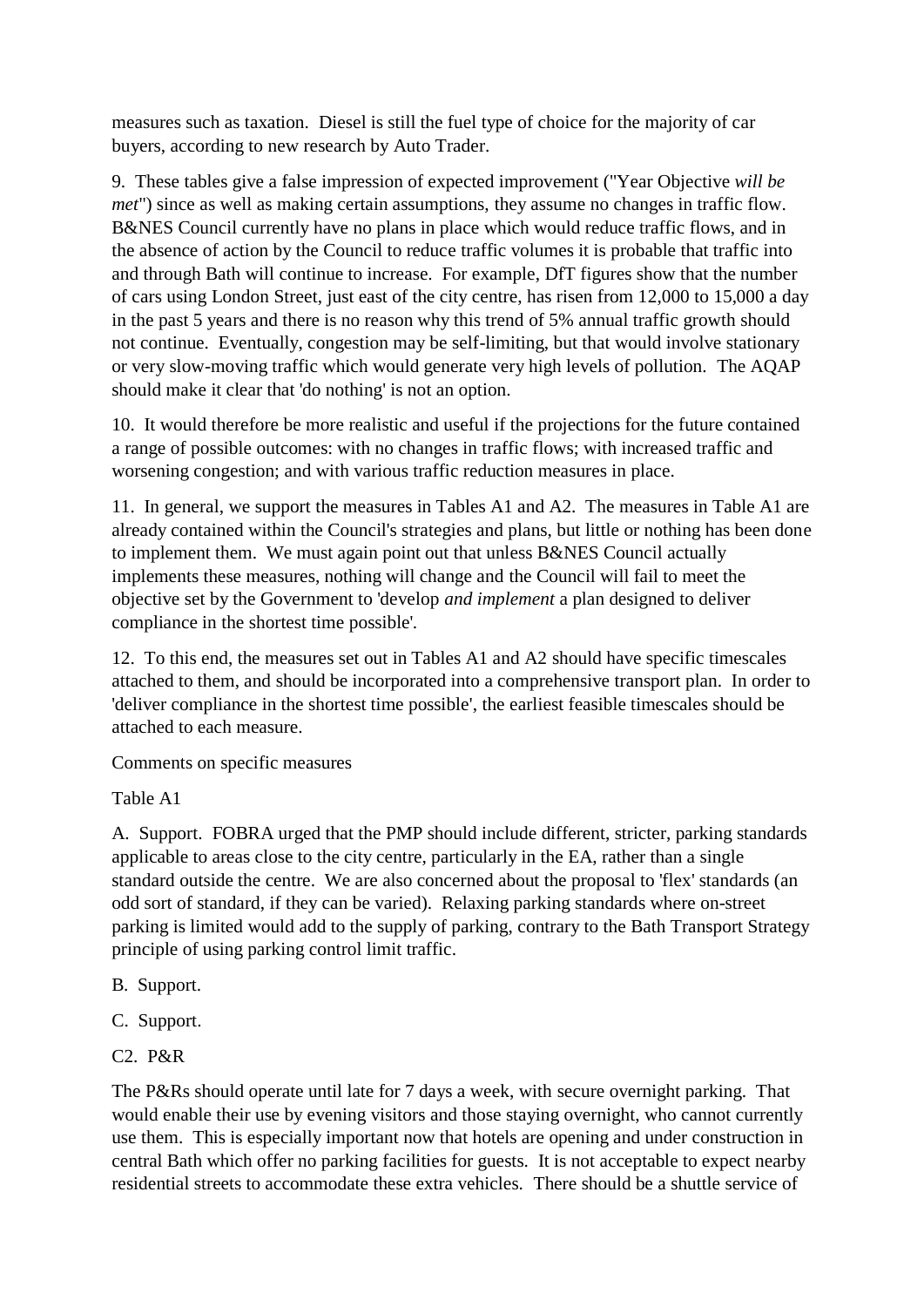measures such as taxation. Diesel is still the fuel type of choice for the majority of car buyers, according to new research by Auto Trader.

9. These tables give a false impression of expected improvement ("Year Objective *will be met*") since as well as making certain assumptions, they assume no changes in traffic flow. B&NES Council currently have no plans in place which would reduce traffic flows, and in the absence of action by the Council to reduce traffic volumes it is probable that traffic into and through Bath will continue to increase. For example, DfT figures show that the number of cars using London Street, just east of the city centre, has risen from 12,000 to 15,000 a day in the past 5 years and there is no reason why this trend of 5% annual traffic growth should not continue. Eventually, congestion may be self-limiting, but that would involve stationary or very slow-moving traffic which would generate very high levels of pollution. The AQAP should make it clear that 'do nothing' is not an option.

10. It would therefore be more realistic and useful if the projections for the future contained a range of possible outcomes: with no changes in traffic flows; with increased traffic and worsening congestion; and with various traffic reduction measures in place.

11. In general, we support the measures in Tables A1 and A2. The measures in Table A1 are already contained within the Council's strategies and plans, but little or nothing has been done to implement them. We must again point out that unless B&NES Council actually implements these measures, nothing will change and the Council will fail to meet the objective set by the Government to 'develop *and implement* a plan designed to deliver compliance in the shortest time possible'.

12. To this end, the measures set out in Tables A1 and A2 should have specific timescales attached to them, and should be incorporated into a comprehensive transport plan. In order to 'deliver compliance in the shortest time possible', the earliest feasible timescales should be attached to each measure.

Comments on specific measures

Table A1

A. Support. FOBRA urged that the PMP should include different, stricter, parking standards applicable to areas close to the city centre, particularly in the EA, rather than a single standard outside the centre. We are also concerned about the proposal to 'flex' standards (an odd sort of standard, if they can be varied). Relaxing parking standards where on-street parking is limited would add to the supply of parking, contrary to the Bath Transport Strategy principle of using parking control limit traffic.

B. Support.

C. Support.

C2. P&R

The P&Rs should operate until late for 7 days a week, with secure overnight parking. That would enable their use by evening visitors and those staying overnight, who cannot currently use them. This is especially important now that hotels are opening and under construction in central Bath which offer no parking facilities for guests. It is not acceptable to expect nearby residential streets to accommodate these extra vehicles. There should be a shuttle service of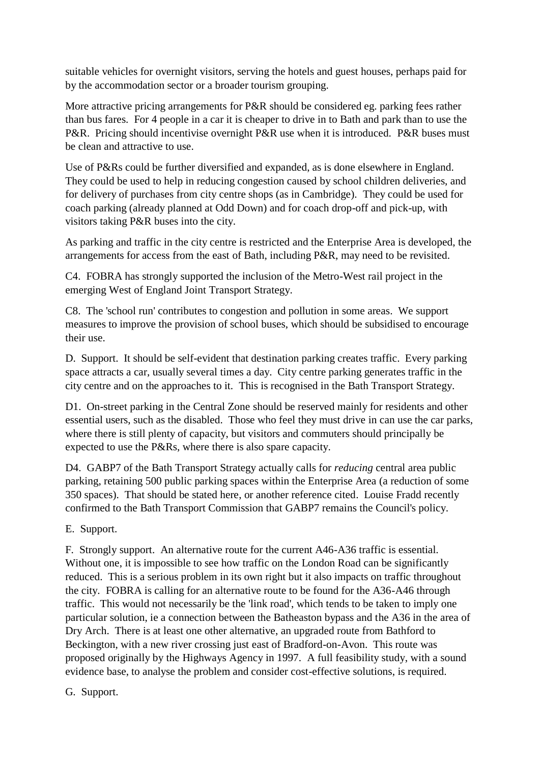suitable vehicles for overnight visitors, serving the hotels and guest houses, perhaps paid for by the accommodation sector or a broader tourism grouping.

More attractive pricing arrangements for P&R should be considered eg. parking fees rather than bus fares. For 4 people in a car it is cheaper to drive in to Bath and park than to use the P&R. Pricing should incentivise overnight P&R use when it is introduced. P&R buses must be clean and attractive to use.

Use of P&Rs could be further diversified and expanded, as is done elsewhere in England. They could be used to help in reducing congestion caused by school children deliveries, and for delivery of purchases from city centre shops (as in Cambridge). They could be used for coach parking (already planned at Odd Down) and for coach drop-off and pick-up, with visitors taking P&R buses into the city.

As parking and traffic in the city centre is restricted and the Enterprise Area is developed, the arrangements for access from the east of Bath, including P&R, may need to be revisited.

C4. FOBRA has strongly supported the inclusion of the Metro-West rail project in the emerging West of England Joint Transport Strategy.

C8. The 'school run' contributes to congestion and pollution in some areas. We support measures to improve the provision of school buses, which should be subsidised to encourage their use.

D. Support. It should be self-evident that destination parking creates traffic. Every parking space attracts a car, usually several times a day. City centre parking generates traffic in the city centre and on the approaches to it. This is recognised in the Bath Transport Strategy.

D1. On-street parking in the Central Zone should be reserved mainly for residents and other essential users, such as the disabled. Those who feel they must drive in can use the car parks, where there is still plenty of capacity, but visitors and commuters should principally be expected to use the P&Rs, where there is also spare capacity.

D4. GABP7 of the Bath Transport Strategy actually calls for *reducing* central area public parking, retaining 500 public parking spaces within the Enterprise Area (a reduction of some 350 spaces). That should be stated here, or another reference cited. Louise Fradd recently confirmed to the Bath Transport Commission that GABP7 remains the Council's policy.

E. Support.

F. Strongly support. An alternative route for the current A46-A36 traffic is essential. Without one, it is impossible to see how traffic on the London Road can be significantly reduced. This is a serious problem in its own right but it also impacts on traffic throughout the city. FOBRA is calling for an alternative route to be found for the A36-A46 through traffic. This would not necessarily be the 'link road', which tends to be taken to imply one particular solution, ie a connection between the Batheaston bypass and the A36 in the area of Dry Arch. There is at least one other alternative, an upgraded route from Bathford to Beckington, with a new river crossing just east of Bradford-on-Avon. This route was proposed originally by the Highways Agency in 1997. A full feasibility study, with a sound evidence base, to analyse the problem and consider cost-effective solutions, is required.

G. Support.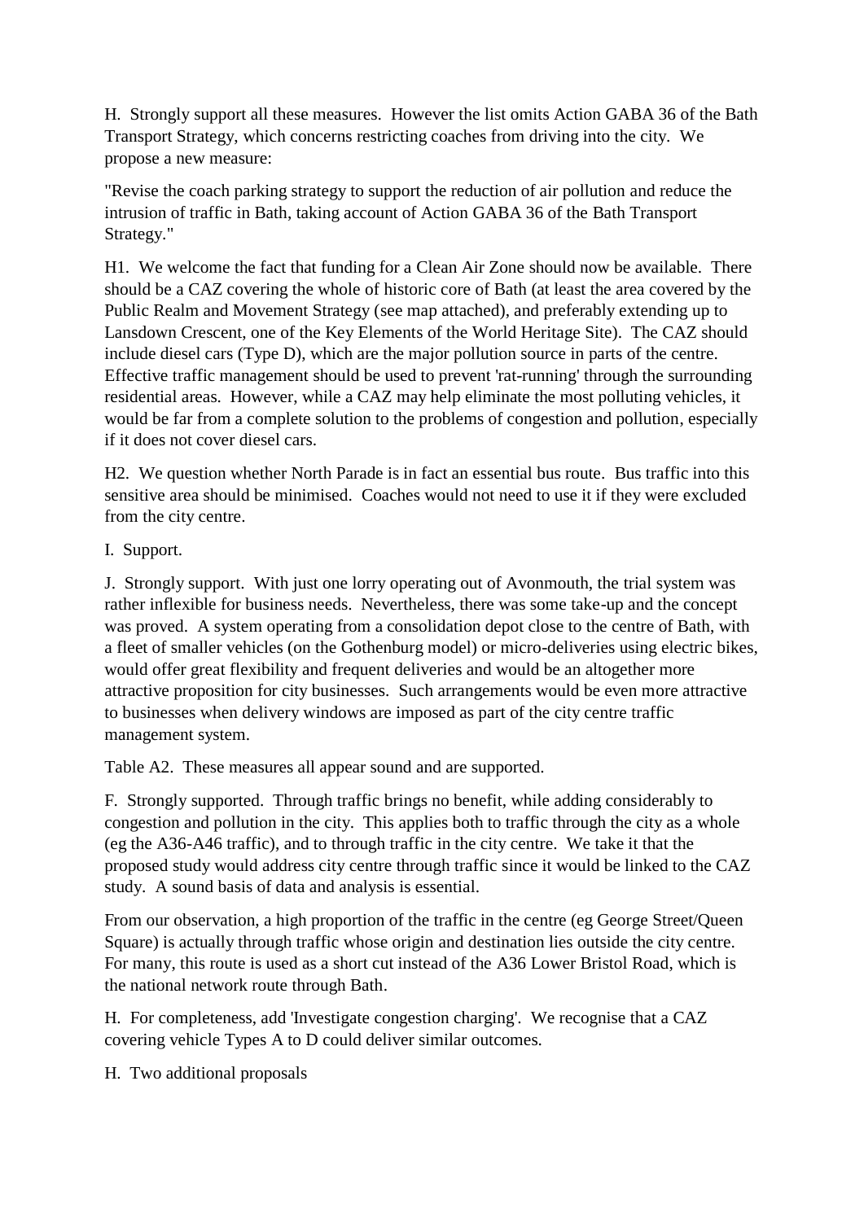H. Strongly support all these measures. However the list omits Action GABA 36 of the Bath Transport Strategy, which concerns restricting coaches from driving into the city. We propose a new measure:

"Revise the coach parking strategy to support the reduction of air pollution and reduce the intrusion of traffic in Bath, taking account of Action GABA 36 of the Bath Transport Strategy."

H1. We welcome the fact that funding for a Clean Air Zone should now be available. There should be a CAZ covering the whole of historic core of Bath (at least the area covered by the Public Realm and Movement Strategy (see map attached), and preferably extending up to Lansdown Crescent, one of the Key Elements of the World Heritage Site). The CAZ should include diesel cars (Type D), which are the major pollution source in parts of the centre. Effective traffic management should be used to prevent 'rat-running' through the surrounding residential areas. However, while a CAZ may help eliminate the most polluting vehicles, it would be far from a complete solution to the problems of congestion and pollution, especially if it does not cover diesel cars.

H2. We question whether North Parade is in fact an essential bus route. Bus traffic into this sensitive area should be minimised. Coaches would not need to use it if they were excluded from the city centre.

I. Support.

J. Strongly support. With just one lorry operating out of Avonmouth, the trial system was rather inflexible for business needs. Nevertheless, there was some take-up and the concept was proved. A system operating from a consolidation depot close to the centre of Bath, with a fleet of smaller vehicles (on the Gothenburg model) or micro-deliveries using electric bikes, would offer great flexibility and frequent deliveries and would be an altogether more attractive proposition for city businesses. Such arrangements would be even more attractive to businesses when delivery windows are imposed as part of the city centre traffic management system.

Table A2. These measures all appear sound and are supported.

F. Strongly supported. Through traffic brings no benefit, while adding considerably to congestion and pollution in the city. This applies both to traffic through the city as a whole (eg the A36-A46 traffic), and to through traffic in the city centre. We take it that the proposed study would address city centre through traffic since it would be linked to the CAZ study. A sound basis of data and analysis is essential.

From our observation, a high proportion of the traffic in the centre (eg George Street/Queen Square) is actually through traffic whose origin and destination lies outside the city centre. For many, this route is used as a short cut instead of the A36 Lower Bristol Road, which is the national network route through Bath.

H. For completeness, add 'Investigate congestion charging'. We recognise that a CAZ covering vehicle Types A to D could deliver similar outcomes.

H. Two additional proposals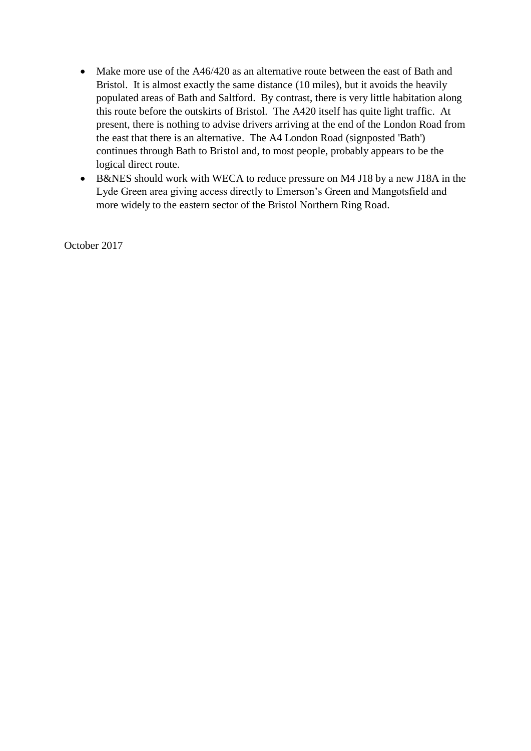- Make more use of the A46/420 as an alternative route between the east of Bath and Bristol. It is almost exactly the same distance (10 miles), but it avoids the heavily populated areas of Bath and Saltford. By contrast, there is very little habitation along this route before the outskirts of Bristol. The A420 itself has quite light traffic. At present, there is nothing to advise drivers arriving at the end of the London Road from the east that there is an alternative. The A4 London Road (signposted 'Bath') continues through Bath to Bristol and, to most people, probably appears to be the logical direct route.
- B&NES should work with WECA to reduce pressure on M4 J18 by a new J18A in the Lyde Green area giving access directly to Emerson's Green and Mangotsfield and more widely to the eastern sector of the Bristol Northern Ring Road.

October 2017